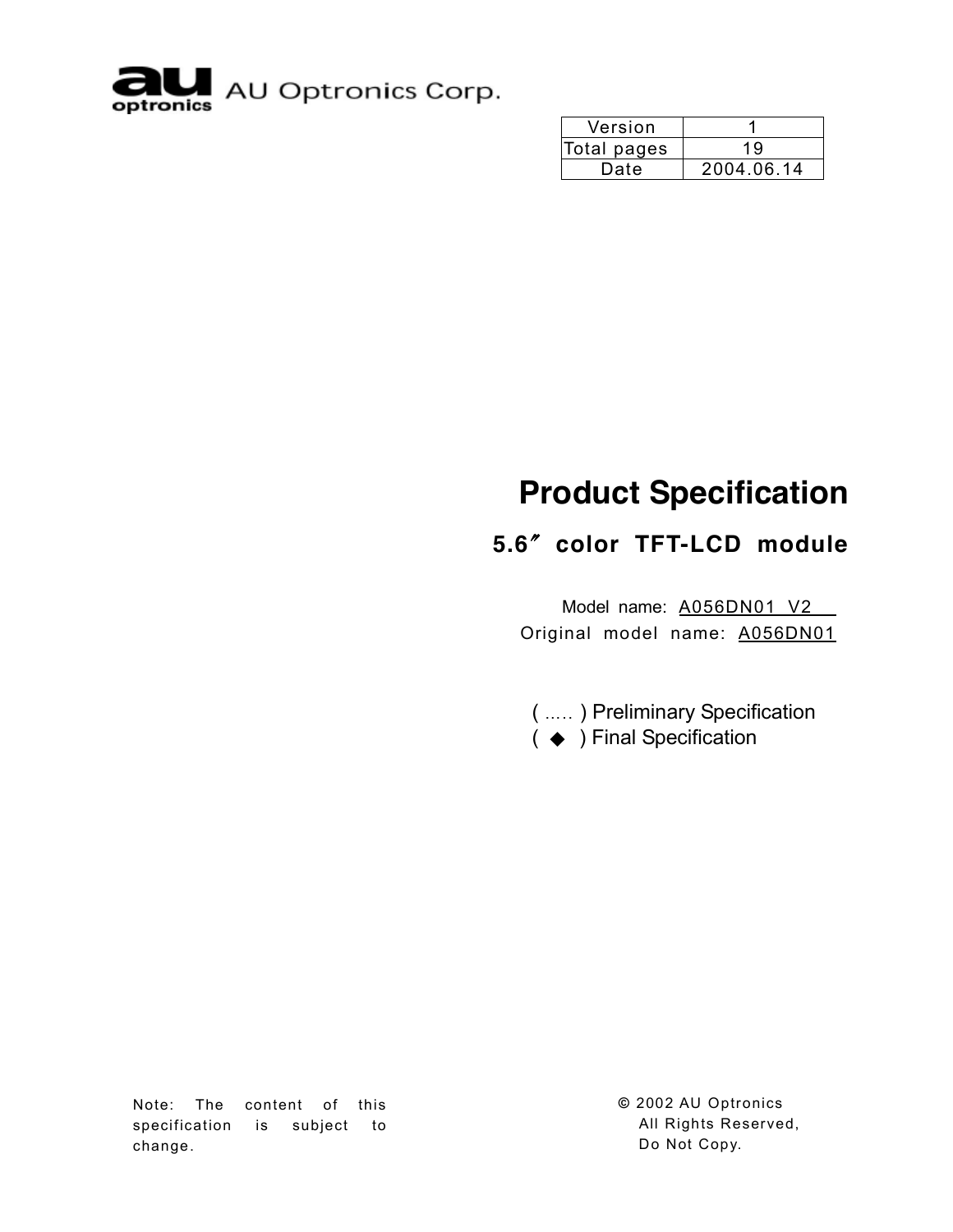AU Optronics Corp.

| Version | 1 |
| --- | --- |
| Total pages | 19 |
| Date | 2004.06.14 |

# Product Specification

## 5.6″ color TFT-LCD module

Model name: A056DN01 V2

Original model name: A056DN01

( ..... ) Preliminary Specification
( ◆ ) Final Specification

Note: The content of this specification is subject to change.

© 2002 AU Optronics
All Rights Reserved,
Do Not Copy.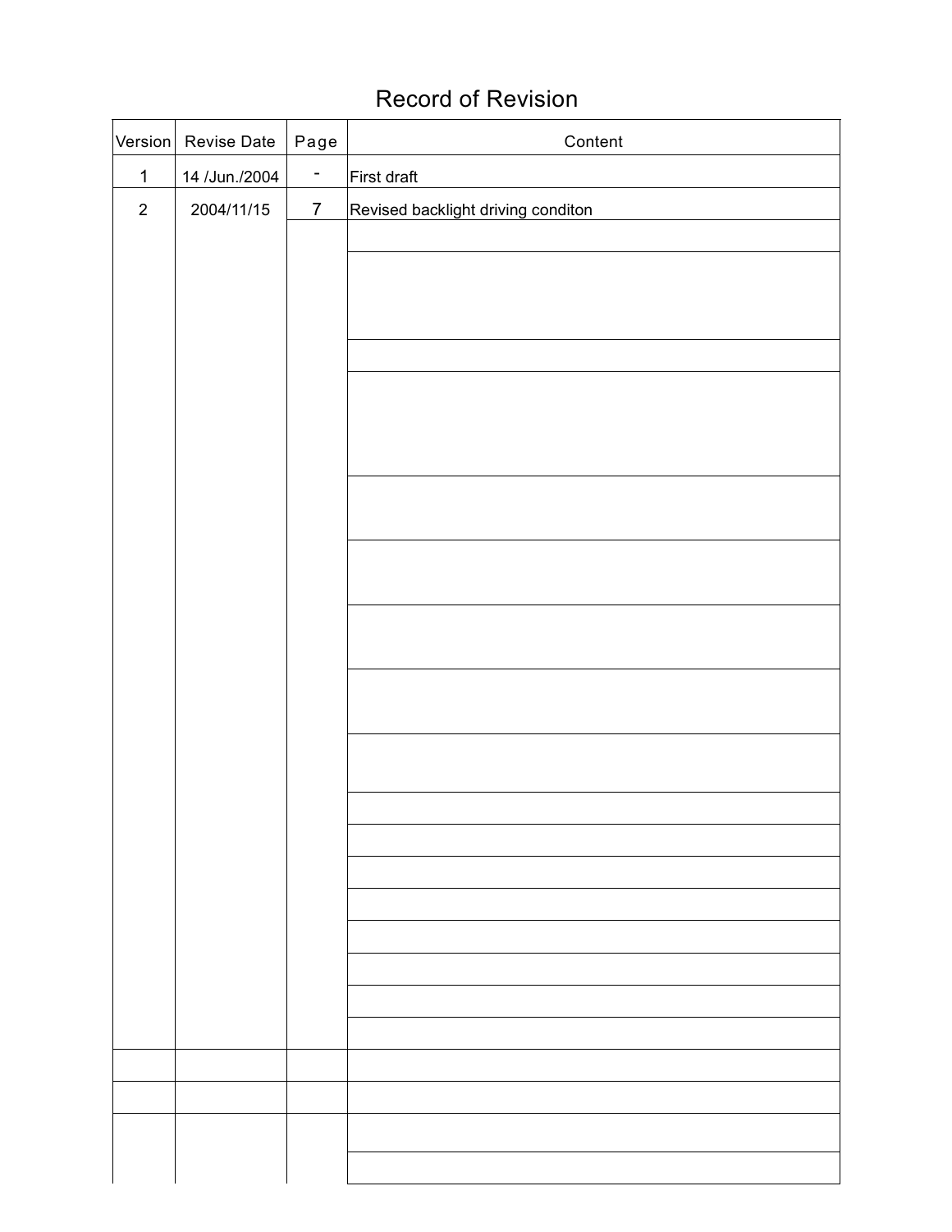# Record of Revision

| Version | Revise Date | Page | Content |
|---|---|---|---|
| 1 | 14 /Jun./2004 | - | First draft |
| 2 | 2004/11/15 | 7 | Revised backlight driving conditon |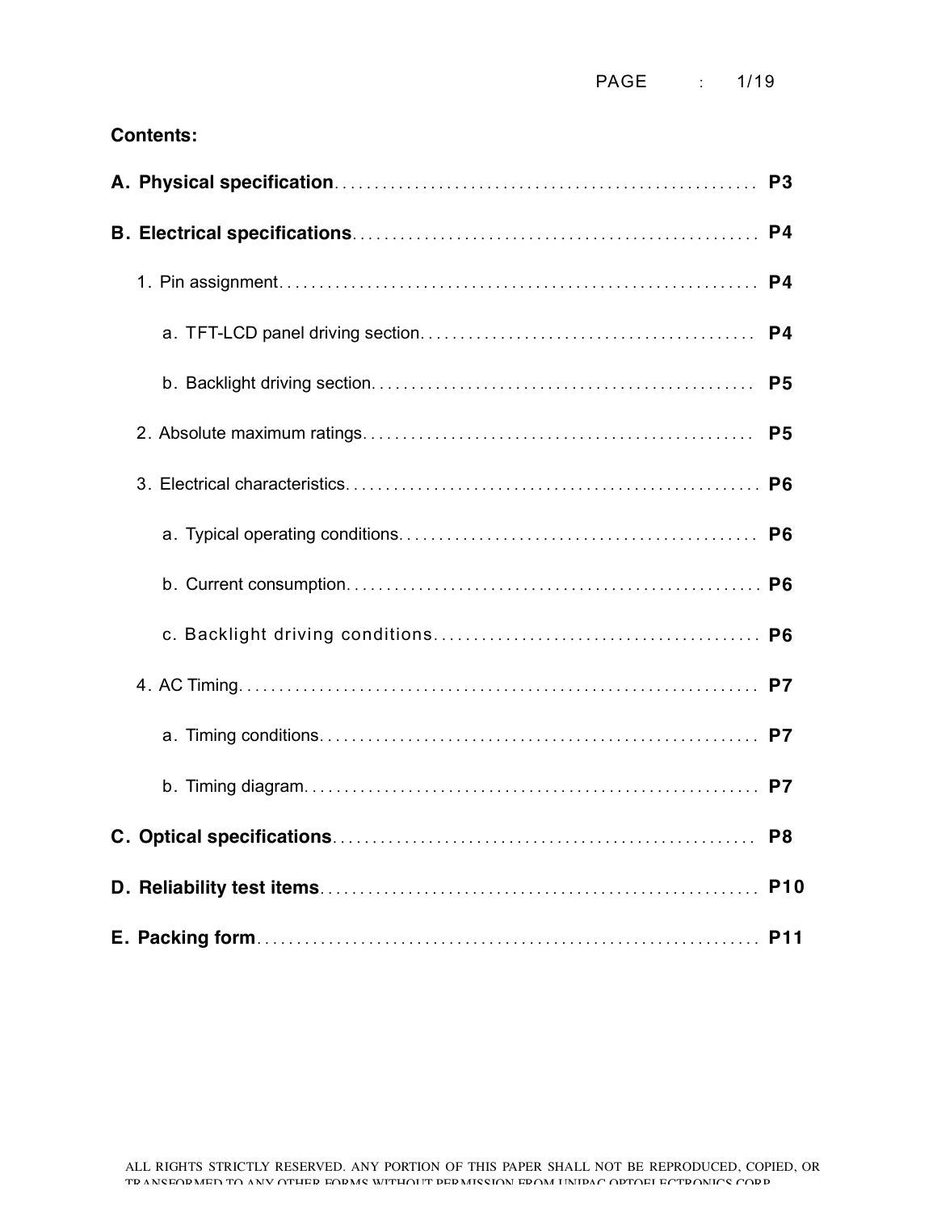**Contents:**

**A. Physical specification** ....................................................... **P3**

**B. Electrical specifications** ....................................................... **P4**

1. Pin assignment ....................................................... **P4**

   a. TFT-LCD panel driving section ....................................................... **P4**

   b. Backlight driving section ....................................................... **P5**

2. Absolute maximum ratings ....................................................... **P5**

3. Electrical characteristics ....................................................... **P6**

   a. Typical operating conditions ....................................................... **P6**

   b. Current consumption ....................................................... **P6**

   c. Backlight driving conditions ....................................................... **P6**

4. AC Timing ....................................................... **P7**

   a. Timing conditions ....................................................... **P7**

   b. Timing diagram ....................................................... **P7**

**C. Optical specifications** ....................................................... **P8**

**D. Reliability test items** ....................................................... **P10**

**E. Packing form** ....................................................... **P11**

ALL RIGHTS STRICTLY RESERVED. ANY PORTION OF THIS PAPER SHALL NOT BE REPRODUCED, COPIED, OR TRANSFORMED TO ANY OTHER FORMS WITHOUT PERMISSION FROM UNIPAC OPTOELECTRONICS CORP.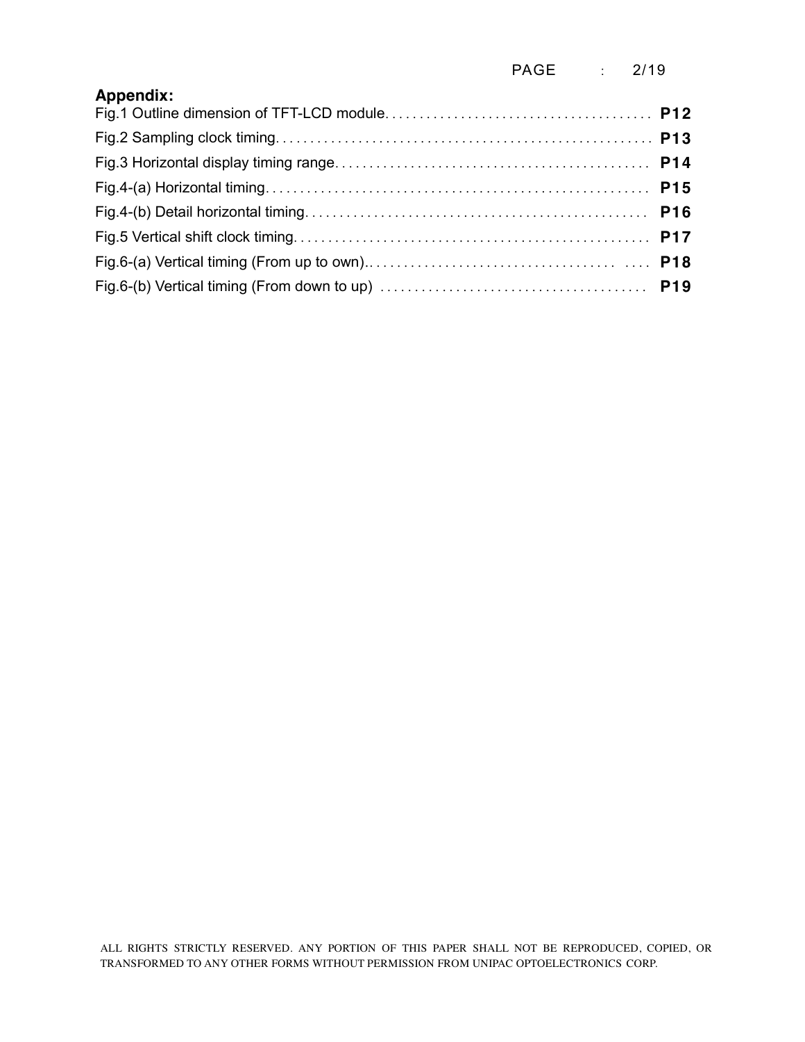**Appendix:**

Fig.1 Outline dimension of TFT-LCD module. . . . . . . . . . . . . . . . . . . . . . . . . . . . . . . . . . . . . . . **P12**

Fig.2 Sampling clock timing. . . . . . . . . . . . . . . . . . . . . . . . . . . . . . . . . . . . . . . . . . . . . . . . . . . . . **P13**

Fig.3 Horizontal display timing range. . . . . . . . . . . . . . . . . . . . . . . . . . . . . . . . . . . . . . . . . . . . . **P14**

Fig.4-(a) Horizontal timing. . . . . . . . . . . . . . . . . . . . . . . . . . . . . . . . . . . . . . . . . . . . . . . . . . . . . . **P15**

Fig.4-(b) Detail horizontal timing. . . . . . . . . . . . . . . . . . . . . . . . . . . . . . . . . . . . . . . . . . . . . . . . . **P16**

Fig.5 Vertical shift clock timing. . . . . . . . . . . . . . . . . . . . . . . . . . . . . . . . . . . . . . . . . . . . . . . . . . . **P17**

Fig.6-(a) Vertical timing (From up to own).. . . . . . . . . . . . . . . . . . . . . . . . . . . . . . . . . . . . . . . **P18**

Fig.6-(b) Vertical timing (From down to up) . . . . . . . . . . . . . . . . . . . . . . . . . . . . . . . . . . . . . . . **P19**

ALL RIGHTS STRICTLY RESERVED. ANY PORTION OF THIS PAPER SHALL NOT BE REPRODUCED, COPIED, OR TRANSFORMED TO ANY OTHER FORMS WITHOUT PERMISSION FROM UNIPAC OPTOELECTRONICS CORP.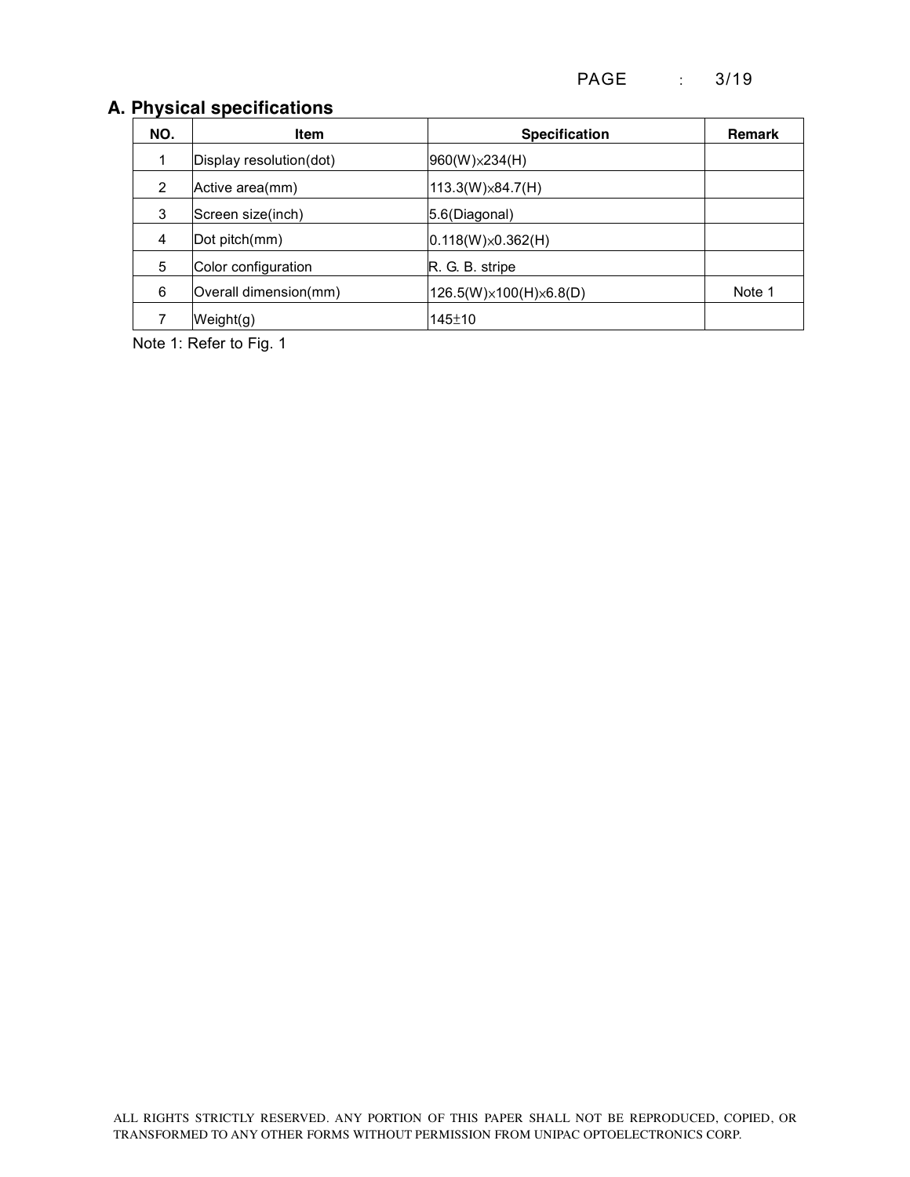## A. Physical specifications

| NO. | Item | Specification | Remark |
|---|---|---|---|
| 1 | Display resolution(dot) | 960(W)×234(H) | |
| 2 | Active area(mm) | 113.3(W)×84.7(H) | |
| 3 | Screen size(inch) | 5.6(Diagonal) | |
| 4 | Dot pitch(mm) | 0.118(W)×0.362(H) | |
| 5 | Color configuration | R. G. B. stripe | |
| 6 | Overall dimension(mm) | 126.5(W)×100(H)×6.8(D) | Note 1 |
| 7 | Weight(g) | 145±10 | |

Note 1: Refer to Fig. 1

ALL RIGHTS STRICTLY RESERVED. ANY PORTION OF THIS PAPER SHALL NOT BE REPRODUCED, COPIED, OR TRANSFORMED TO ANY OTHER FORMS WITHOUT PERMISSION FROM UNIPAC OPTOELECTRONICS CORP.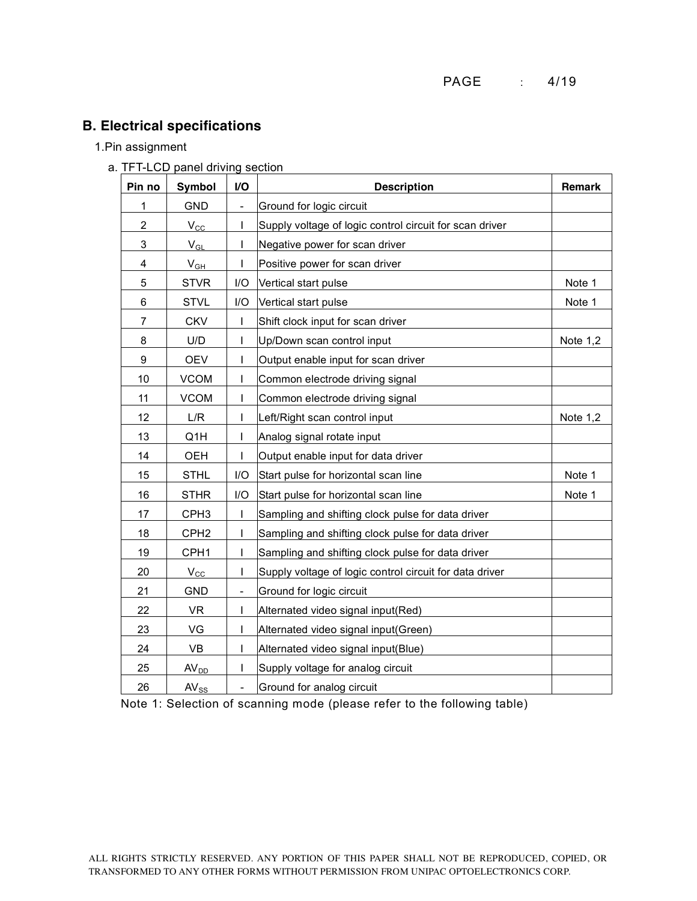## B. Electrical specifications

1.Pin assignment

a. TFT-LCD panel driving section

| Pin no | Symbol | I/O | Description | Remark |
|---|---|---|---|---|
| 1 | GND | - | Ground for logic circuit | |
| 2 | $V_{CC}$ | I | Supply voltage of logic control circuit for scan driver | |
| 3 | $V_{GL}$ | I | Negative power for scan driver | |
| 4 | $V_{GH}$ | I | Positive power for scan driver | |
| 5 | STVR | I/O | Vertical start pulse | Note 1 |
| 6 | STVL | I/O | Vertical start pulse | Note 1 |
| 7 | CKV | I | Shift clock input for scan driver | |
| 8 | U/D | I | Up/Down scan control input | Note 1,2 |
| 9 | OEV | I | Output enable input for scan driver | |
| 10 | VCOM | I | Common electrode driving signal | |
| 11 | VCOM | I | Common electrode driving signal | |
| 12 | L/R | I | Left/Right scan control input | Note 1,2 |
| 13 | Q1H | I | Analog signal rotate input | |
| 14 | OEH | I | Output enable input for data driver | |
| 15 | STHL | I/O | Start pulse for horizontal scan line | Note 1 |
| 16 | STHR | I/O | Start pulse for horizontal scan line | Note 1 |
| 17 | CPH3 | I | Sampling and shifting clock pulse for data driver | |
| 18 | CPH2 | I | Sampling and shifting clock pulse for data driver | |
| 19 | CPH1 | I | Sampling and shifting clock pulse for data driver | |
| 20 | $V_{CC}$ | I | Supply voltage of logic control circuit for data driver | |
| 21 | GND | - | Ground for logic circuit | |
| 22 | VR | I | Alternated video signal input(Red) | |
| 23 | VG | I | Alternated video signal input(Green) | |
| 24 | VB | I | Alternated video signal input(Blue) | |
| 25 | $AV_{DD}$ | I | Supply voltage for analog circuit | |
| 26 | $AV_{SS}$ | - | Ground for analog circuit | |

Note 1: Selection of scanning mode (please refer to the following table)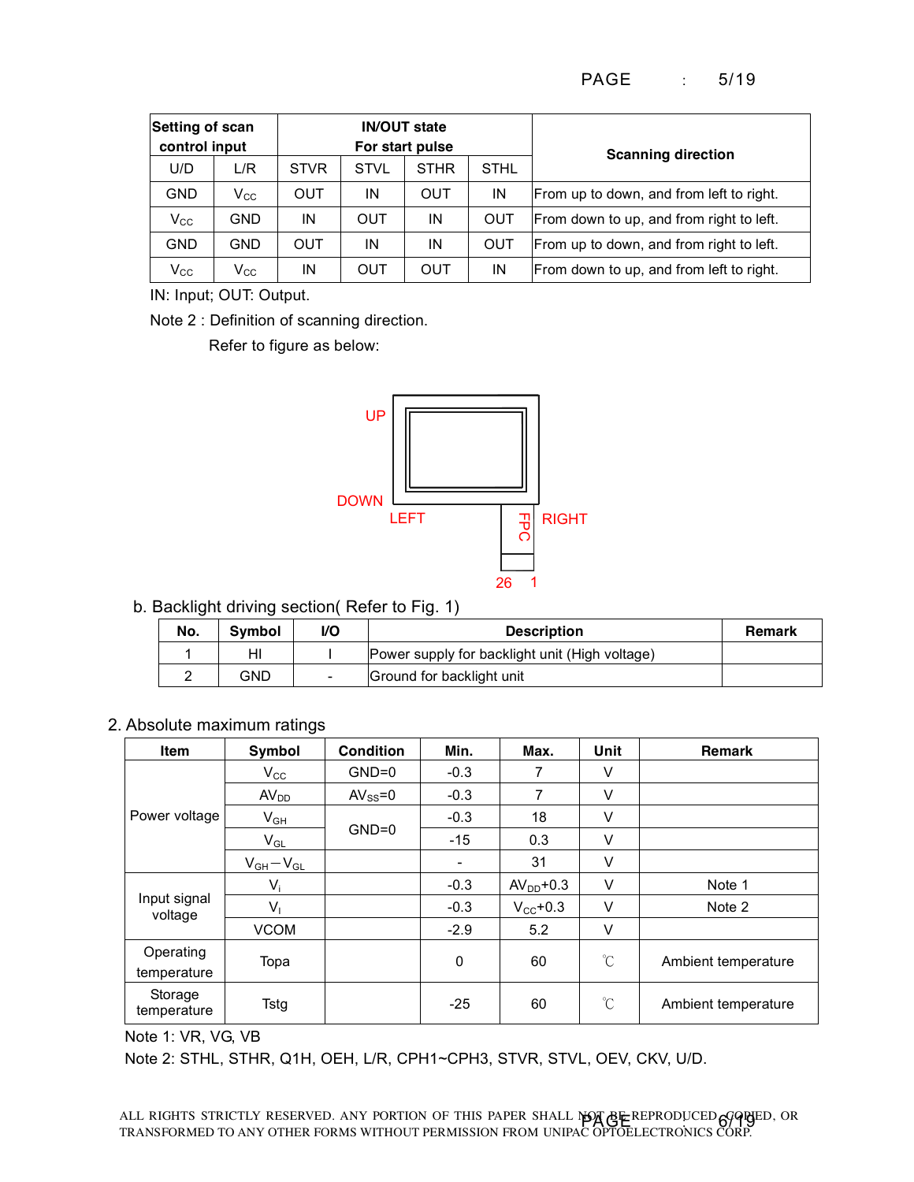| Setting of scan control input | | IN/OUT state For start pulse | | | | Scanning direction |
|---|---|---|---|---|---|---|
| U/D | L/R | STVR | STVL | STHR | STHL | |
| GND | $V_{CC}$ | OUT | IN | OUT | IN | From up to down, and from left to right. |
| $V_{CC}$ | GND | IN | OUT | IN | OUT | From down to up, and from right to left. |
| GND | GND | OUT | IN | IN | OUT | From up to down, and from right to left. |
| $V_{CC}$ | $V_{CC}$ | IN | OUT | OUT | IN | From down to up, and from left to right. |

IN: Input; OUT: Output.

Note 2 : Definition of scanning direction.

Refer to figure as below:

UP

DOWN

LEFT

FPC

RIGHT

26 1

b. Backlight driving section( Refer to Fig. 1)

| No. | Symbol | I/O | Description | Remark |
|---|---|---|---|---|
| 1 | HI | I | Power supply for backlight unit (High voltage) | |
| 2 | GND | - | Ground for backlight unit | |

2. Absolute maximum ratings

| Item | Symbol | Condition | Min. | Max. | Unit | Remark |
|---|---|---|---|---|---|---|
| Power voltage | $V_{CC}$ | GND=0 | -0.3 | 7 | V | |
| | $AV_{DD}$ | $AV_{SS}$=0 | -0.3 | 7 | V | |
| | $V_{GH}$ | GND=0 | -0.3 | 18 | V | |
| | $V_{GL}$ | | -15 | 0.3 | V | |
| | $V_{GH}-V_{GL}$ | | - | 31 | V | |
| Input signal voltage | $V_i$ | | -0.3 | $AV_{DD}$+0.3 | V | Note 1 |
| | $V_I$ | | -0.3 | $V_{CC}$+0.3 | V | Note 2 |
| | VCOM | | -2.9 | 5.2 | V | |
| Operating temperature | Topa | | 0 | 60 | ℃ | Ambient temperature |
| Storage temperature | Tstg | | -25 | 60 | ℃ | Ambient temperature |

Note 1: VR, VG, VB

Note 2: STHL, STHR, Q1H, OEH, L/R, CPH1~CPH3, STVR, STVL, OEV, CKV, U/D.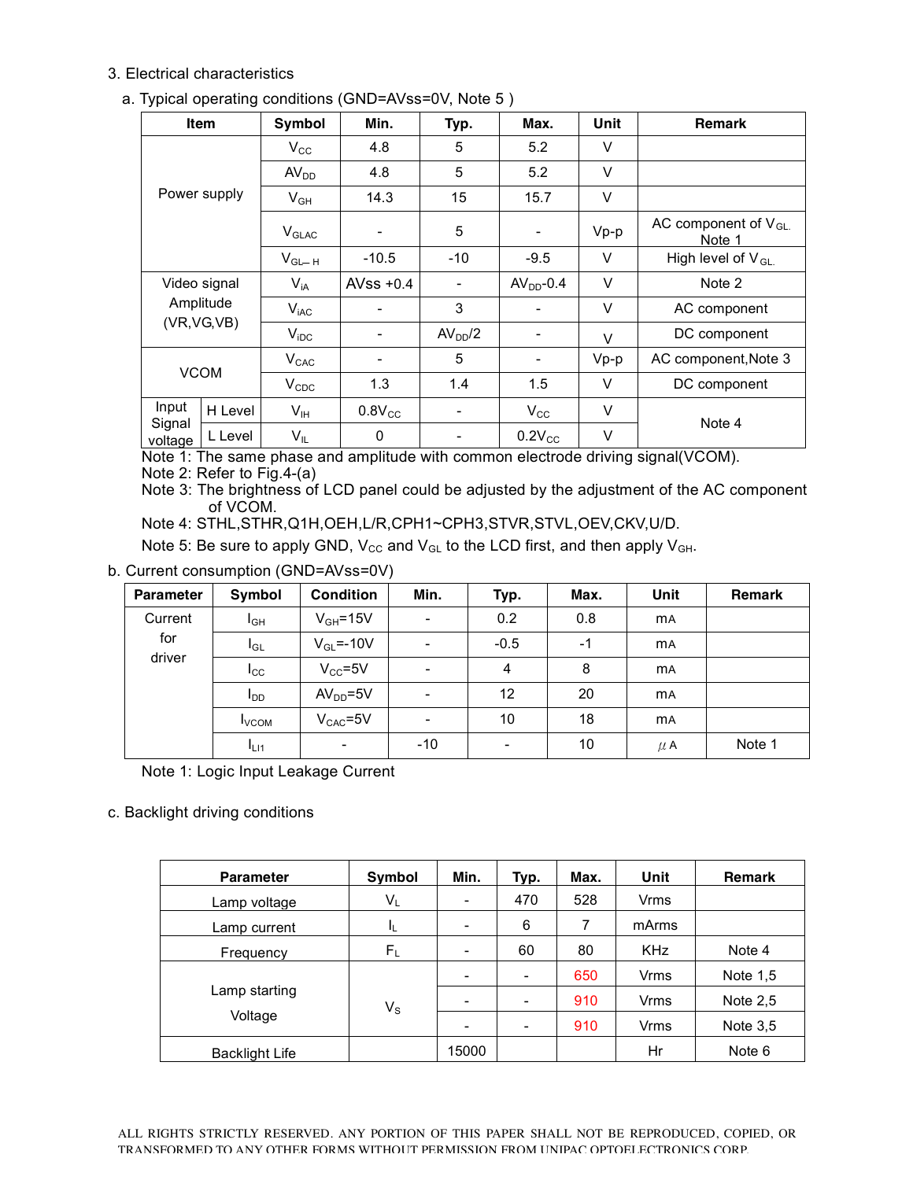3. Electrical characteristics

a. Typical operating conditions (GND=AVss=0V, Note 5 )

| Item | | Symbol | Min. | Typ. | Max. | Unit | Remark |
|---|---|---|---|---|---|---|---|
| Power supply | | $V_{CC}$ | 4.8 | 5 | 5.2 | V | |
| | | $AV_{DD}$ | 4.8 | 5 | 5.2 | V | |
| | | $V_{GH}$ | 14.3 | 15 | 15.7 | V | |
| | | $V_{GLAC}$ | - | 5 | - | Vp-p | AC component of $V_{GL.}$ Note 1 |
| | | $V_{GL-H}$ | -10.5 | -10 | -9.5 | V | High level of $V_{GL.}$ |
| Video signal Amplitude (VR,VG,VB) | | $V_{iA}$ | AVss +0.4 | - | $AV_{DD}$-0.4 | V | Note 2 |
| | | $V_{iAC}$ | - | 3 | - | V | AC component |
| | | $V_{iDC}$ | - | $AV_{DD}/2$ | - | V | DC component |
| VCOM | | $V_{CAC}$ | - | 5 | - | Vp-p | AC component,Note 3 |
| | | $V_{CDC}$ | 1.3 | 1.4 | 1.5 | V | DC component |
| Input Signal voltage | H Level | $V_{IH}$ | $0.8V_{CC}$ | - | $V_{CC}$ | V | Note 4 |
| | L Level | $V_{IL}$ | 0 | - | $0.2V_{CC}$ | V | |

Note 1: The same phase and amplitude with common electrode driving signal(VCOM).

Note 2: Refer to Fig.4-(a)

Note 3: The brightness of LCD panel could be adjusted by the adjustment of the AC component of VCOM.

Note 4: STHL,STHR,Q1H,OEH,L/R,CPH1~CPH3,STVR,STVL,OEV,CKV,U/D.

Note 5: Be sure to apply GND, $V_{CC}$ and $V_{GL}$ to the LCD first, and then apply $V_{GH}$.

b. Current consumption (GND=AVss=0V)

| Parameter | Symbol | Condition | Min. | Typ. | Max. | Unit | Remark |
|---|---|---|---|---|---|---|---|
| Current for driver | $I_{GH}$ | $V_{GH}$=15V | - | 0.2 | 0.8 | mA | |
| | $I_{GL}$ | $V_{GL}$=-10V | - | -0.5 | -1 | mA | |
| | $I_{CC}$ | $V_{CC}$=5V | - | 4 | 8 | mA | |
| | $I_{DD}$ | $AV_{DD}$=5V | - | 12 | 20 | mA | |
| | $I_{VCOM}$ | $V_{CAC}$=5V | - | 10 | 18 | mA | |
| | $I_{LI1}$ | - | -10 | - | 10 | µA | Note 1 |

Note 1: Logic Input Leakage Current

c. Backlight driving conditions

| Parameter | Symbol | Min. | Typ. | Max. | Unit | Remark |
|---|---|---|---|---|---|---|
| Lamp voltage | $V_L$ | - | 470 | 528 | Vrms | |
| Lamp current | $I_L$ | - | 6 | 7 | mArms | |
| Frequency | $F_L$ | - | 60 | 80 | KHz | Note 4 |
| Lamp starting Voltage | $V_S$ | - | - | 650 | Vrms | Note 1,5 |
| | | - | - | 910 | Vrms | Note 2,5 |
| | | - | - | 910 | Vrms | Note 3,5 |
| Backlight Life | | 15000 | | | Hr | Note 6 |

ALL RIGHTS STRICTLY RESERVED. ANY PORTION OF THIS PAPER SHALL NOT BE REPRODUCED, COPIED, OR TRANSFORMED TO ANY OTHER FORMS WITHOUT PERMISSION FROM UNIPAC OPTOELECTRONICS CORP.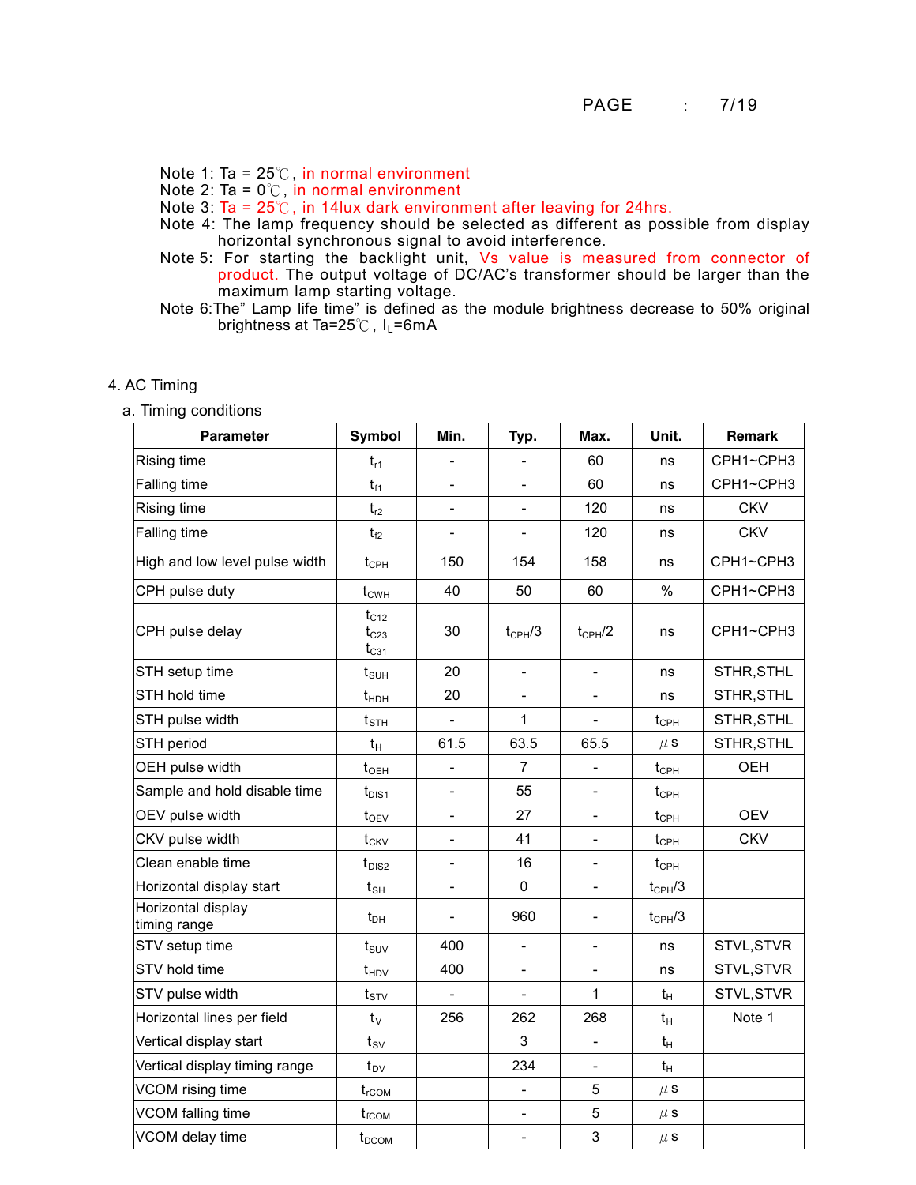Note 1: Ta = 25℃, in normal environment
Note 2: Ta = 0℃, in normal environment
Note 3: Ta = 25℃, in 14lux dark environment after leaving for 24hrs.
Note 4: The lamp frequency should be selected as different as possible from display horizontal synchronous signal to avoid interference.
Note 5: For starting the backlight unit, Vs value is measured from connector of product. The output voltage of DC/AC's transformer should be larger than the maximum lamp starting voltage.
Note 6: The" Lamp life time" is defined as the module brightness decrease to 50% original brightness at Ta=25℃, $I_L$=6mA

## 4. AC Timing

### a. Timing conditions

| Parameter | Symbol | Min. | Typ. | Max. | Unit. | Remark |
|---|---|---|---|---|---|---|
| Rising time | $t_{r1}$ | - | - | 60 | ns | CPH1~CPH3 |
| Falling time | $t_{f1}$ | - | - | 60 | ns | CPH1~CPH3 |
| Rising time | $t_{r2}$ | - | - | 120 | ns | CKV |
| Falling time | $t_{f2}$ | - | - | 120 | ns | CKV |
| High and low level pulse width | $t_{CPH}$ | 150 | 154 | 158 | ns | CPH1~CPH3 |
| CPH pulse duty | $t_{CWH}$ | 40 | 50 | 60 | % | CPH1~CPH3 |
| CPH pulse delay | $t_{C12}$ $t_{C23}$ $t_{C31}$ | 30 | $t_{CPH}/3$ | $t_{CPH}/2$ | ns | CPH1~CPH3 |
| STH setup time | $t_{SUH}$ | 20 | - | - | ns | STHR,STHL |
| STH hold time | $t_{HDH}$ | 20 | - | - | ns | STHR,STHL |
| STH pulse width | $t_{STH}$ | - | 1 | - | $t_{CPH}$ | STHR,STHL |
| STH period | $t_H$ | 61.5 | 63.5 | 65.5 | μs | STHR,STHL |
| OEH pulse width | $t_{OEH}$ | - | 7 | - | $t_{CPH}$ | OEH |
| Sample and hold disable time | $t_{DIS1}$ | - | 55 | - | $t_{CPH}$ | |
| OEV pulse width | $t_{OEV}$ | - | 27 | - | $t_{CPH}$ | OEV |
| CKV pulse width | $t_{CKV}$ | - | 41 | - | $t_{CPH}$ | CKV |
| Clean enable time | $t_{DIS2}$ | - | 16 | - | $t_{CPH}$ | |
| Horizontal display start | $t_{SH}$ | - | 0 | - | $t_{CPH}/3$ | |
| Horizontal display timing range | $t_{DH}$ | - | 960 | - | $t_{CPH}/3$ | |
| STV setup time | $t_{SUV}$ | 400 | - | - | ns | STVL,STVR |
| STV hold time | $t_{HDV}$ | 400 | - | - | ns | STVL,STVR |
| STV pulse width | $t_{STV}$ | - | - | 1 | $t_H$ | STVL,STVR |
| Horizontal lines per field | $t_V$ | 256 | 262 | 268 | $t_H$ | Note 1 |
| Vertical display start | $t_{SV}$ | | 3 | - | $t_H$ | |
| Vertical display timing range | $t_{DV}$ | | 234 | - | $t_H$ | |
| VCOM rising time | $t_{rCOM}$ | | - | 5 | μs | |
| VCOM falling time | $t_{fCOM}$ | | - | 5 | μs | |
| VCOM delay time | $t_{DCOM}$ | | - | 3 | μs | |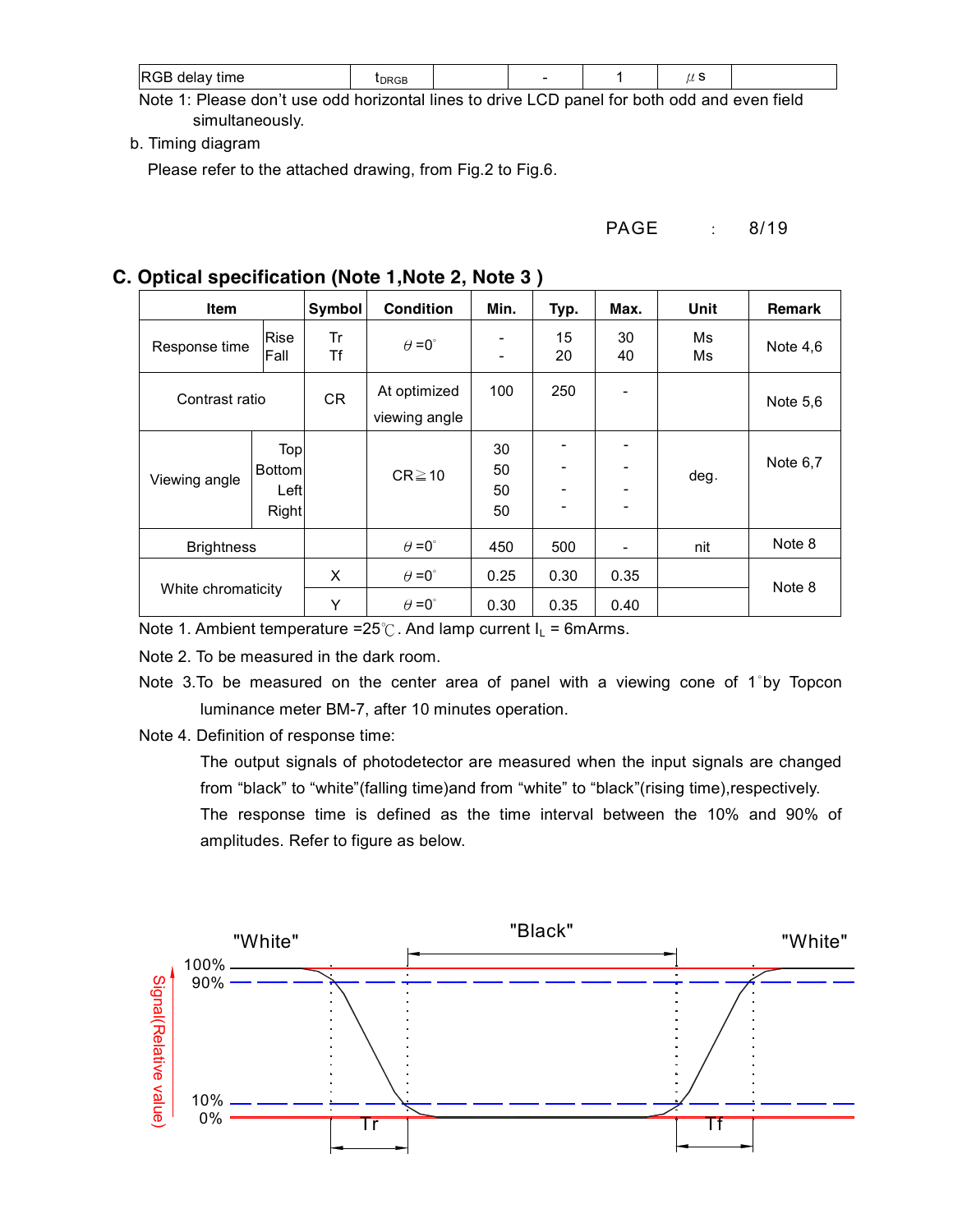| RGB delay time | $t_{DRGB}$ | | - | 1 | μs | |
|---|---|---|---|---|---|---|

Note 1: Please don't use odd horizontal lines to drive LCD panel for both odd and even field simultaneously.

b. Timing diagram

Please refer to the attached drawing, from Fig.2 to Fig.6.

## C. Optical specification (Note 1,Note 2, Note 3 )

| Item | | Symbol | Condition | Min. | Typ. | Max. | Unit | Remark |
|---|---|---|---|---|---|---|---|---|
| Response time | Rise<br>Fall | Tr<br>Tf | θ =0° | -<br>- | 15<br>20 | 30<br>40 | Ms<br>Ms | Note 4,6 |
| Contrast ratio | | CR | At optimized viewing angle | 100 | 250 | - | | Note 5,6 |
| Viewing angle | Top<br>Bottom<br>Left<br>Right | | CR≧10 | 30<br>50<br>50<br>50 | -<br>-<br>-<br>- | -<br>-<br>-<br>- | deg. | Note 6,7 |
| Brightness | | | θ =0° | 450 | 500 | - | nit | Note 8 |
| White chromaticity | | X | θ =0° | 0.25 | 0.30 | 0.35 | | Note 8 |
| | | Y | θ =0° | 0.30 | 0.35 | 0.40 | | |

Note 1. Ambient temperature =25℃. And lamp current $I_L$ = 6mArms.

Note 2. To be measured in the dark room.

Note 3.To be measured on the center area of panel with a viewing cone of 1°by Topcon luminance meter BM-7, after 10 minutes operation.

Note 4. Definition of response time:

The output signals of photodetector are measured when the input signals are changed from "black" to "white"(falling time)and from "white" to "black"(rising time),respectively.

The response time is defined as the time interval between the 10% and 90% of amplitudes. Refer to figure as below.

"White" "Black" "White"

Signal(Relative value) 100% 90% 10% 0% Tr Tf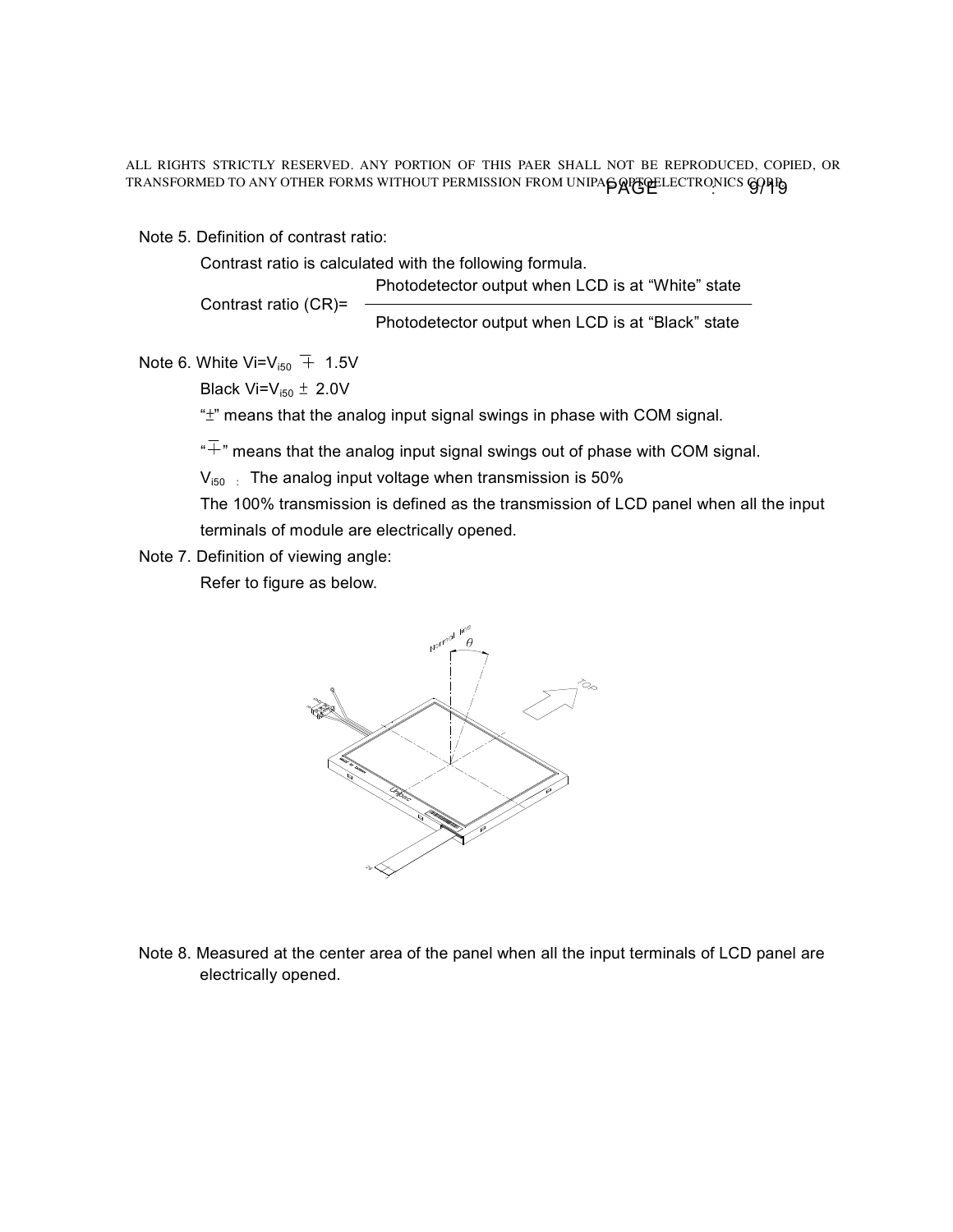Note 5. Definition of contrast ratio:

Contrast ratio is calculated with the following formula.

$$\text{Contrast ratio (CR)} = \frac{\text{Photodetector output when LCD is at “White” state}}{\text{Photodetector output when LCD is at “Black” state}}$$

Note 6. White $V_i = V_{i50} \mp 1.5V$

Black $V_i = V_{i50} \pm 2.0V$

“$\pm$” means that the analog input signal swings in phase with COM signal.

“$\mp$” means that the analog input signal swings out of phase with COM signal.

$V_{i50}$ : The analog input voltage when transmission is 50%

The 100% transmission is defined as the transmission of LCD panel when all the input terminals of module are electrically opened.

Note 7. Definition of viewing angle:

Refer to figure as below.

Note 8. Measured at the center area of the panel when all the input terminals of LCD panel are electrically opened.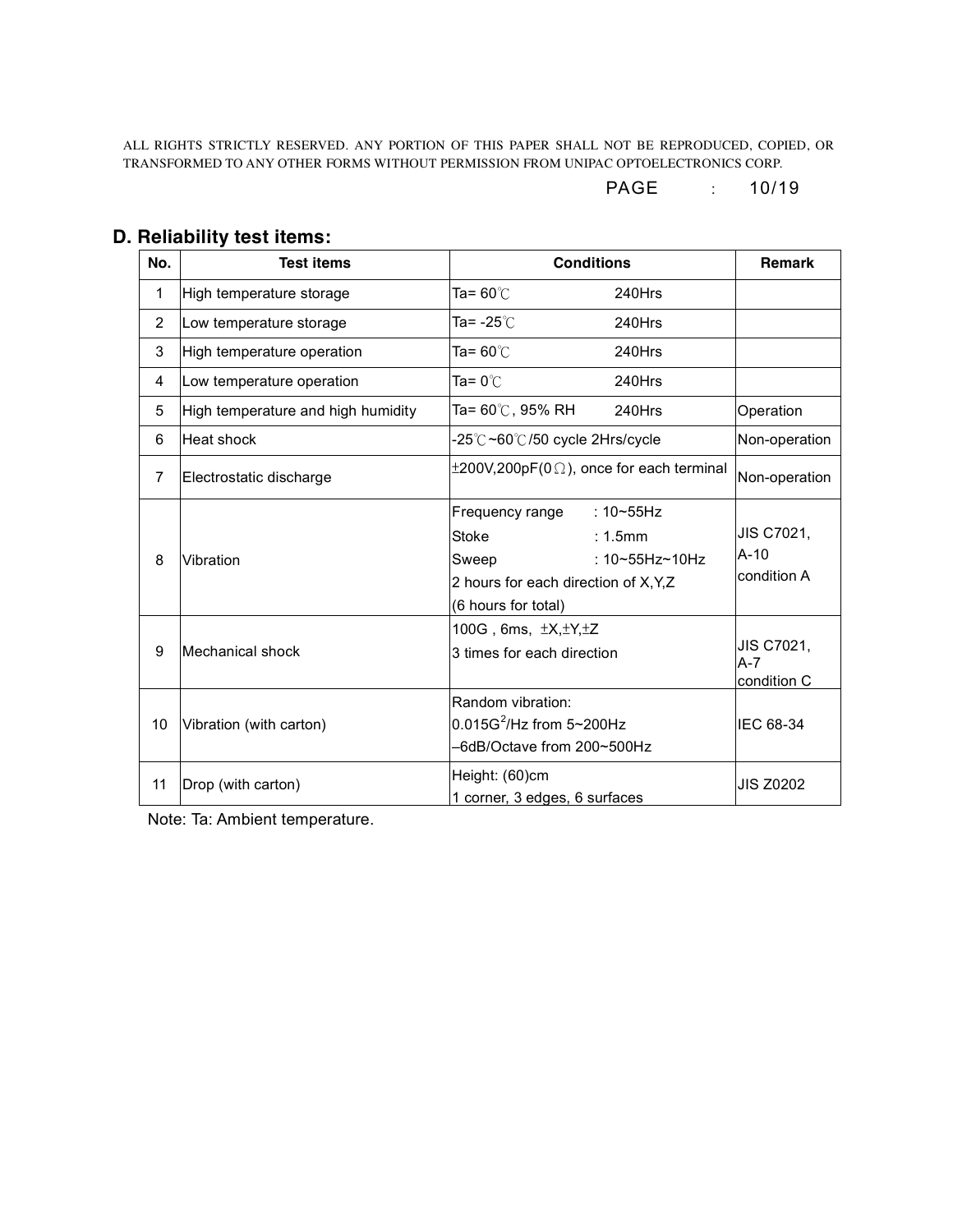## D. Reliability test items:

| No. | Test items | Conditions | Remark |
|---|---|---|---|
| 1 | High temperature storage | Ta= 60℃ 240Hrs | |
| 2 | Low temperature storage | Ta= -25℃ 240Hrs | |
| 3 | High temperature operation | Ta= 60℃ 240Hrs | |
| 4 | Low temperature operation | Ta= 0℃ 240Hrs | |
| 5 | High temperature and high humidity | Ta= 60℃, 95% RH 240Hrs | Operation |
| 6 | Heat shock | -25℃~60℃/50 cycle 2Hrs/cycle | Non-operation |
| 7 | Electrostatic discharge | ±200V,200pF(0Ω), once for each terminal | Non-operation |
| 8 | Vibration | Frequency range : 10~55Hz<br>Stoke : 1.5mm<br>Sweep : 10~55Hz~10Hz<br>2 hours for each direction of X,Y,Z<br>(6 hours for total) | JIS C7021, A-10 condition A |
| 9 | Mechanical shock | 100G , 6ms, ±X,±Y,±Z<br>3 times for each direction | JIS C7021, A-7 condition C |
| 10 | Vibration (with carton) | Random vibration:<br>$0.015G^2$/Hz from 5~200Hz<br>–6dB/Octave from 200~500Hz | IEC 68-34 |
| 11 | Drop (with carton) | Height: (60)cm<br>1 corner, 3 edges, 6 surfaces | JIS Z0202 |

Note: Ta: Ambient temperature.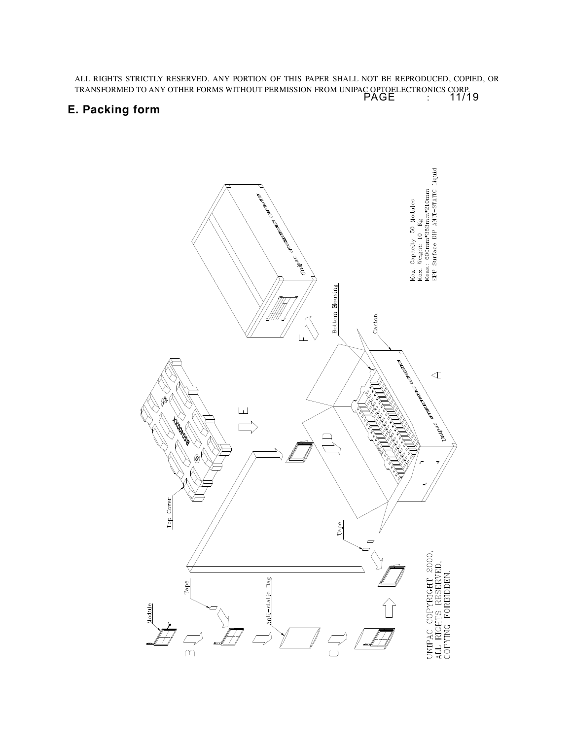ALL RIGHTS STRICTLY RESERVED. ANY PORTION OF THIS PAPER SHALL NOT BE REPRODUCED, COPIED, OR TRANSFORMED TO ANY OTHER FORMS WITHOUT PERMISSION FROM UNIPAC OPTOELECTRONICS CORP.

## E. Packing form

Module

Tape

Anti-static Bag

Tape

Top Cover

Bottom Housing

Carton

Max. Capacity: 50 Modules
Max. Weight: 10 Kg
Meas.: 600mm*353mm*210mm
EPP Surface DIP ANTI-STATIC Liquid

UNIPAC COPYRIGHT 2000,
ALL RIGHTS RESERVED,
COPYING FORBIDDEN.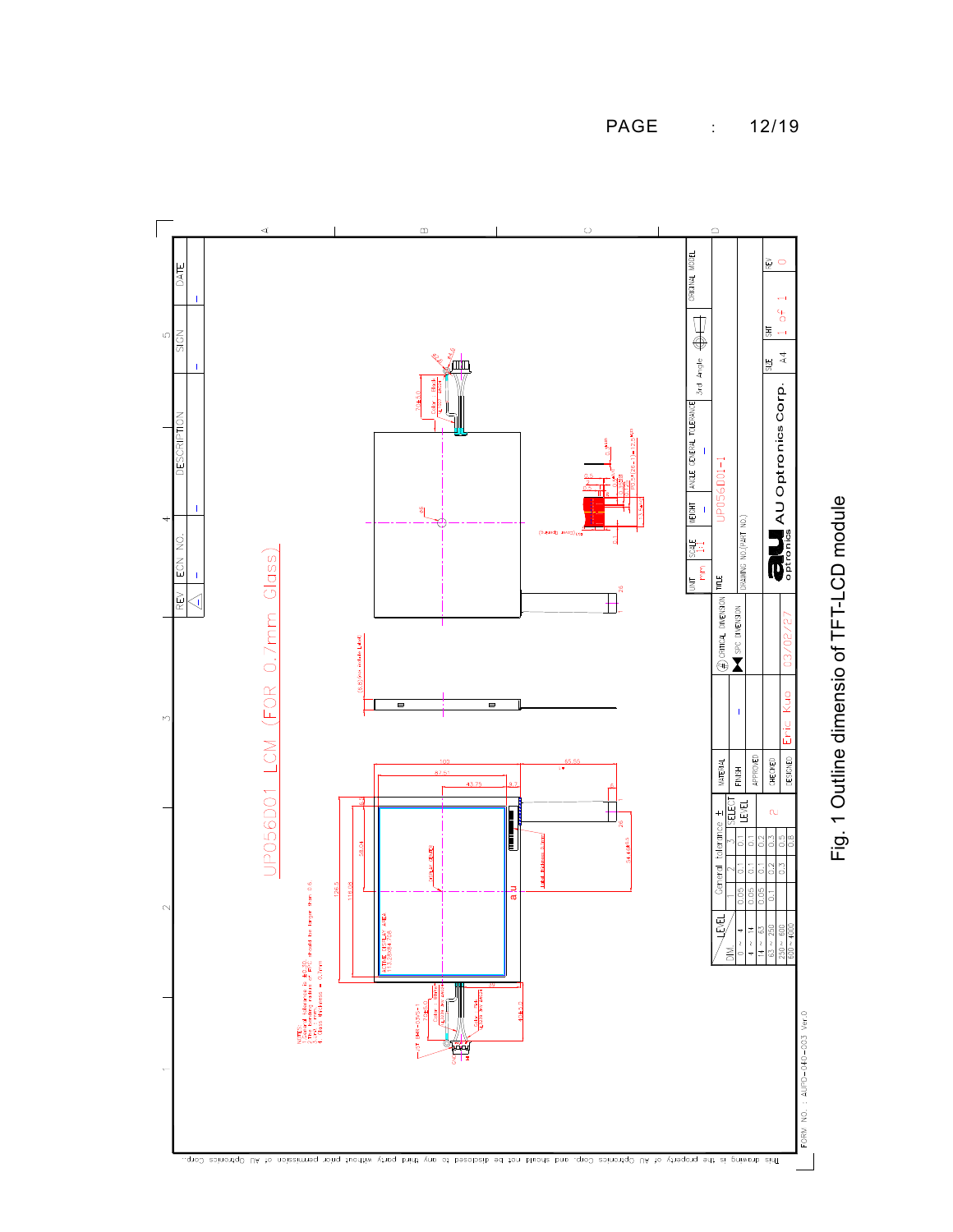Fig. 1 Outline dimensio of TFT-LCD module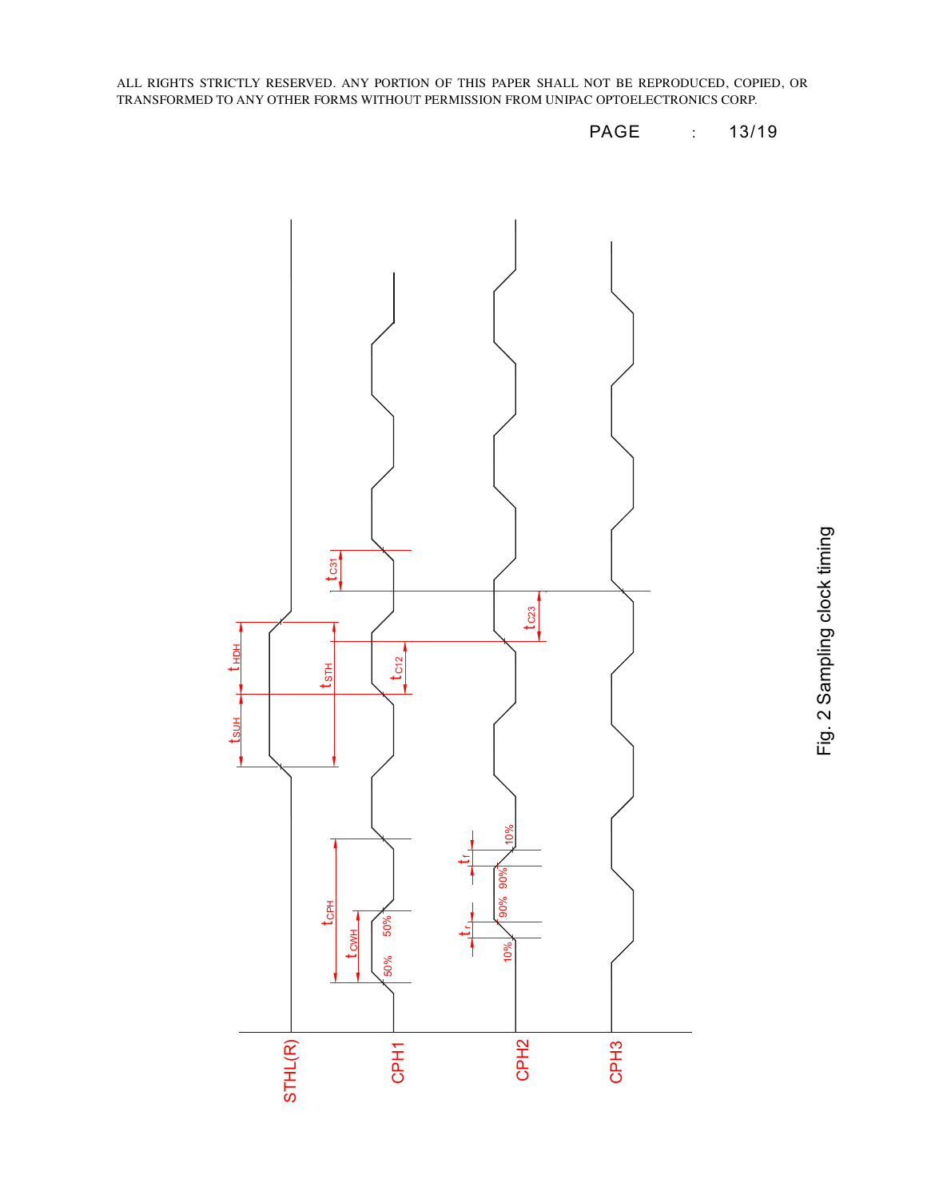Fig. 2 Sampling clock timing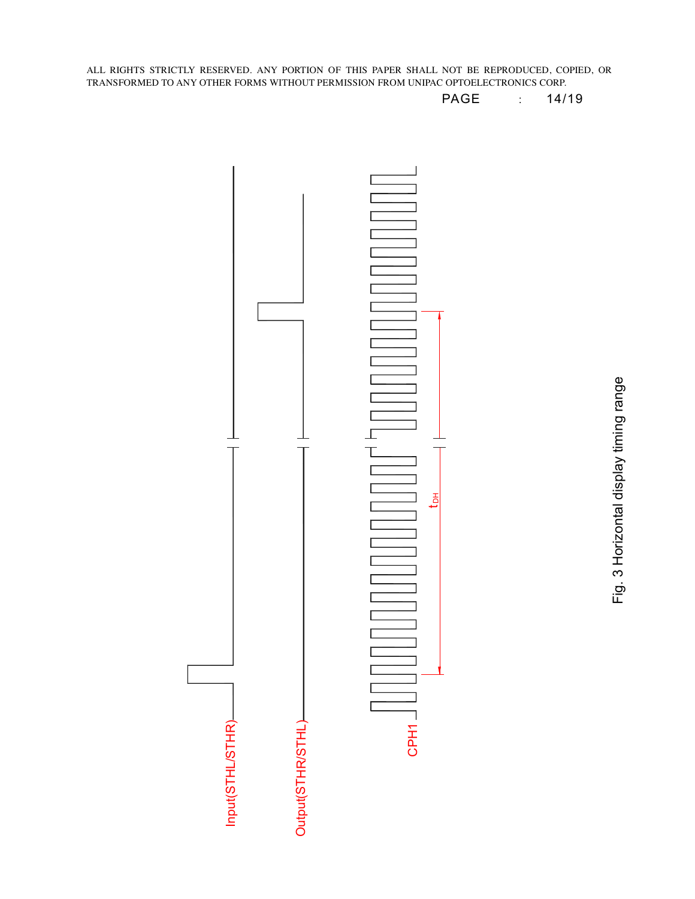Input(STHL/STHR)

Output(STHR/STHL)

CPH1

$t_{DH}$

Fig. 3 Horizontal display timing range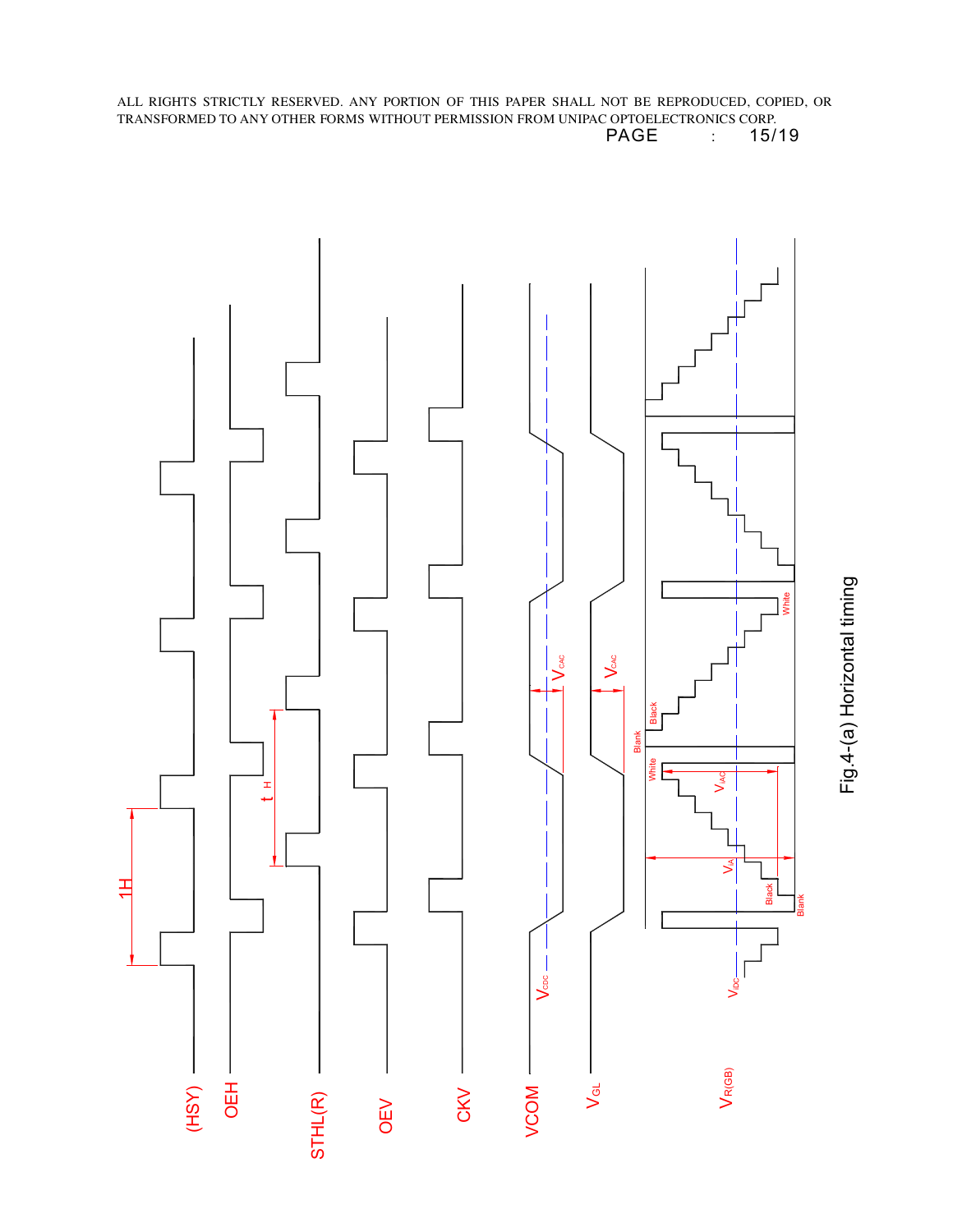Fig.4-(a) Horizontal timing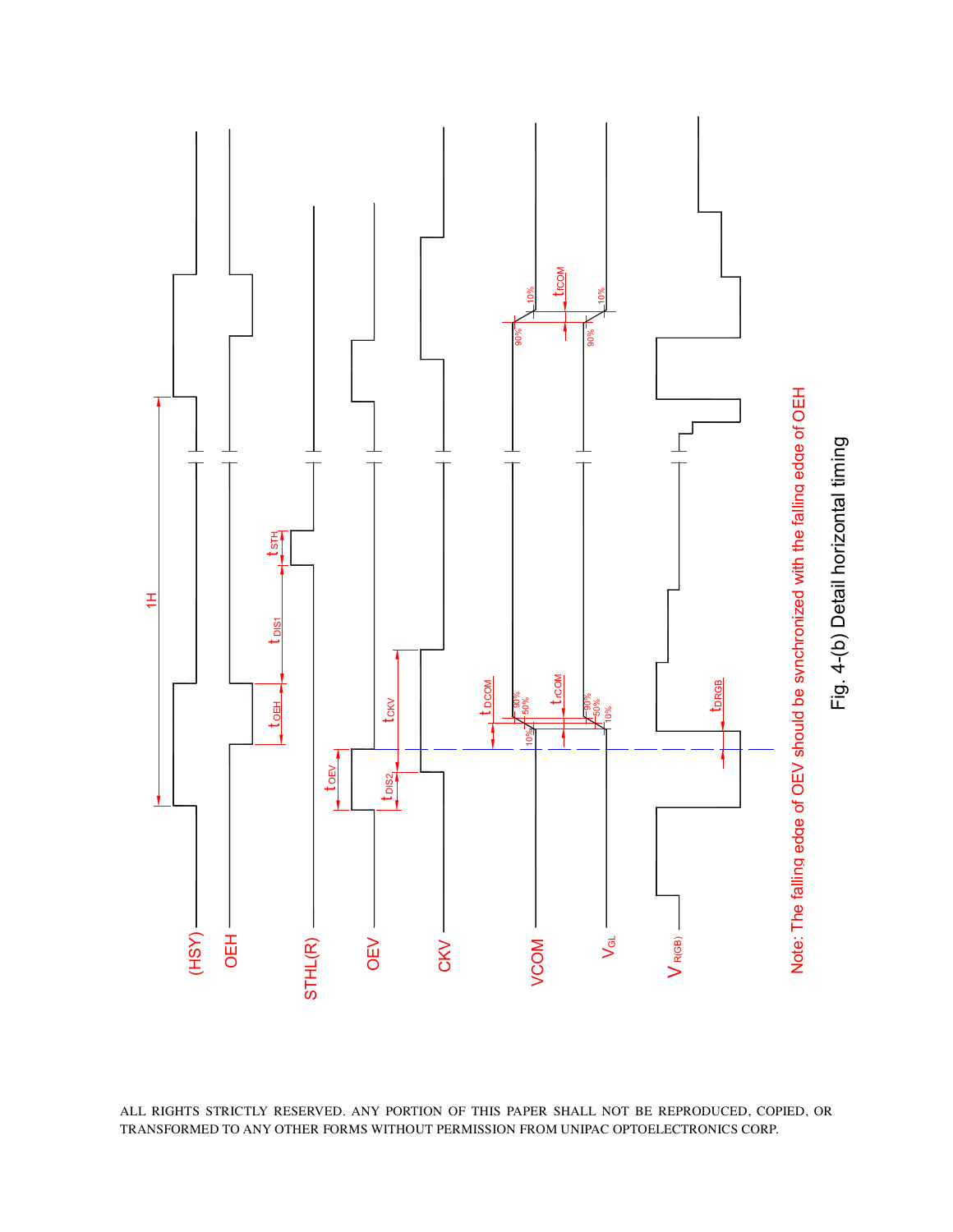(HSY)

OEH

STHL(R)

OEV

CKV

VCOM

$V_{GL}$

$V_{R(GB)}$

1H

$t_{OEH}$

$t_{DIS1}$

$t_{STH}$

$t_{OEV}$

$t_{DIS2}$

$t_{CKV}$

$t_{DCOM}$

$t_{rCOM}$

$t_{fCOM}$

$t_{DRGB}$

90% 50% 10%

Note: The falling edge of OEV should be synchronized with the falling edge of OEH

Fig. 4-(b) Detail horizontal timing

ALL RIGHTS STRICTLY RESERVED. ANY PORTION OF THIS PAPER SHALL NOT BE REPRODUCED, COPIED, OR TRANSFORMED TO ANY OTHER FORMS WITHOUT PERMISSION FROM UNIPAC OPTOELECTRONICS CORP.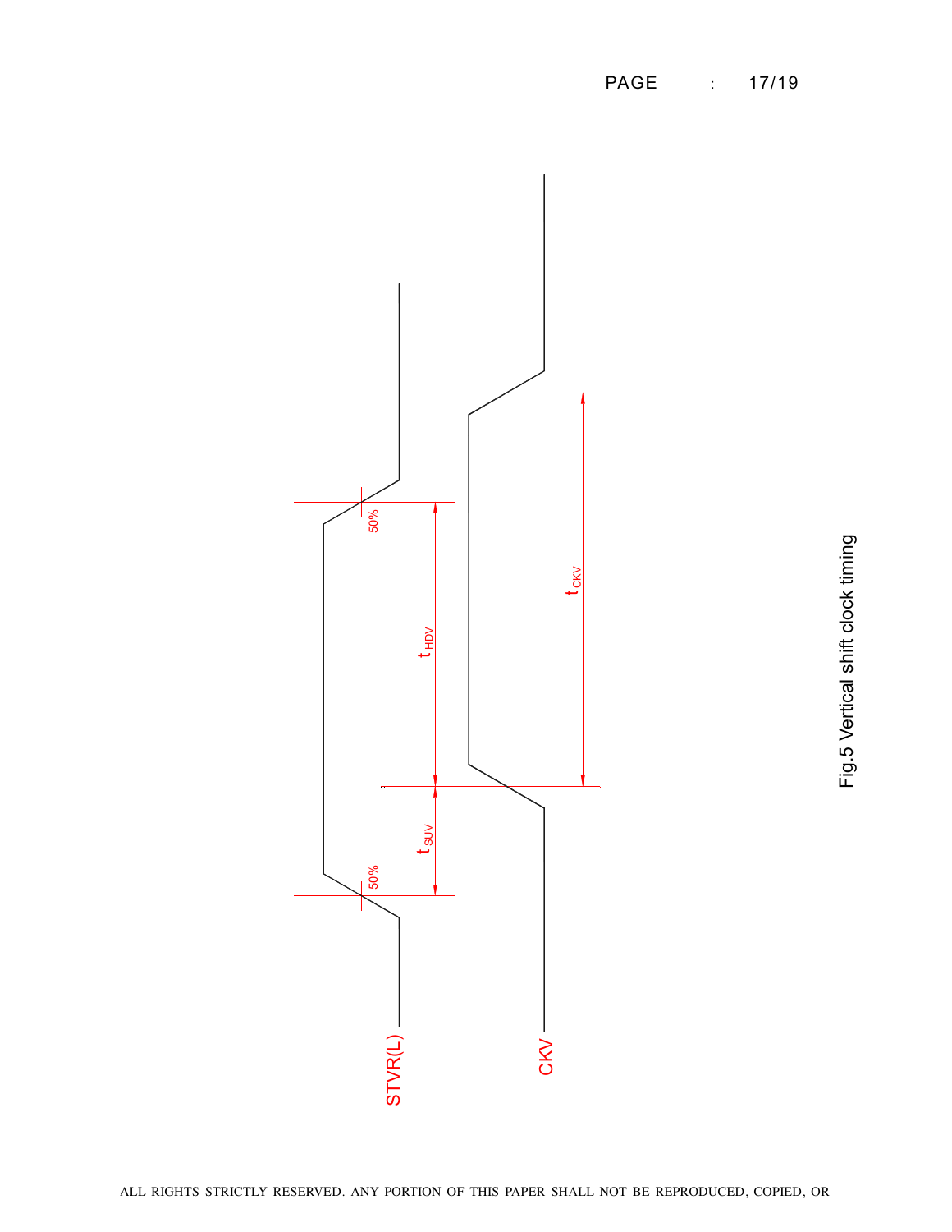STVR(L)

CKV

$t_{SUV}$

$t_{HDV}$

$t_{CKV}$

50%

50%

Fig.5 Vertical shift clock timing

ALL RIGHTS STRICTLY RESERVED. ANY PORTION OF THIS PAPER SHALL NOT BE REPRODUCED, COPIED, OR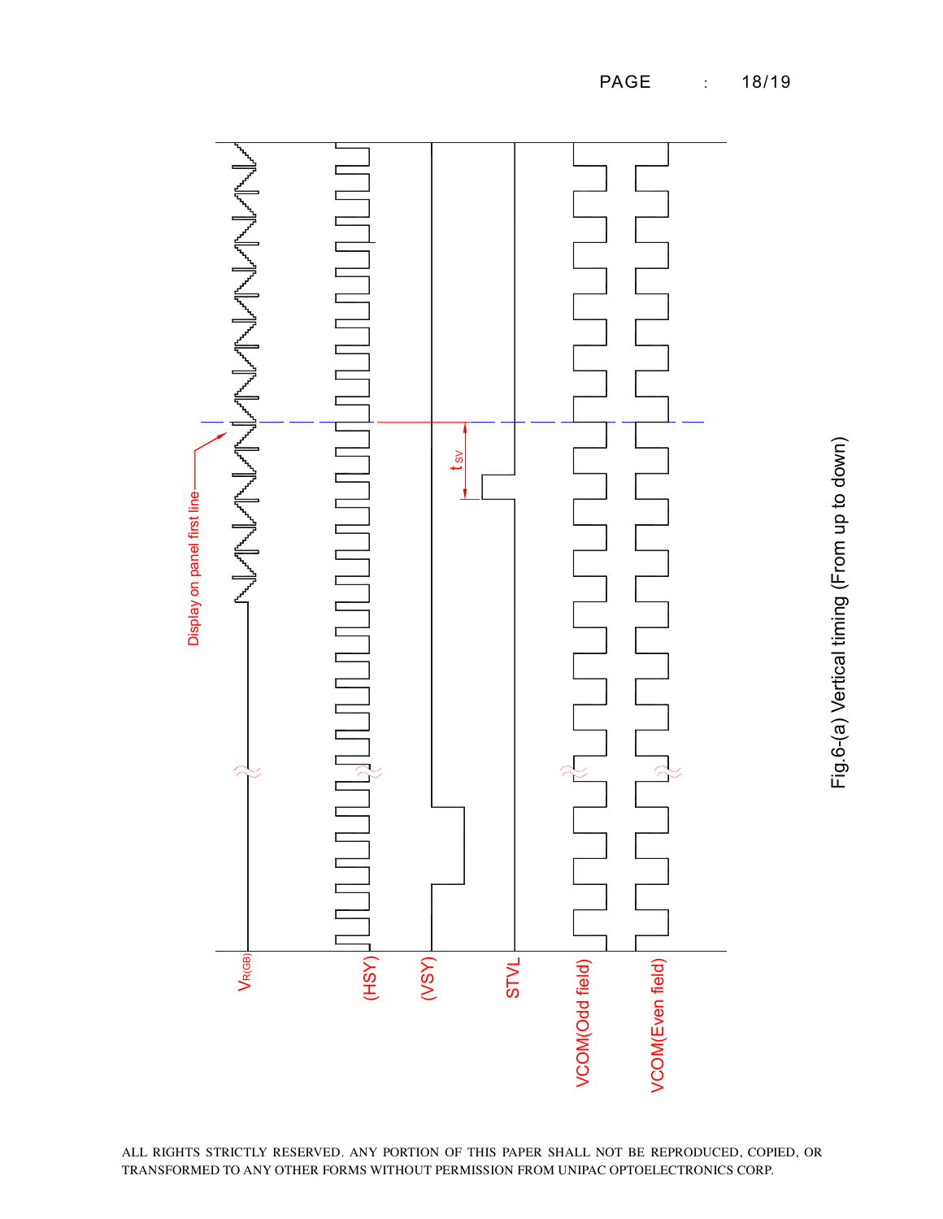Fig.6-(a) Vertical timing (From up to down)

ALL RIGHTS STRICTLY RESERVED. ANY PORTION OF THIS PAPER SHALL NOT BE REPRODUCED, COPIED, OR TRANSFORMED TO ANY OTHER FORMS WITHOUT PERMISSION FROM UNIPAC OPTOELECTRONICS CORP.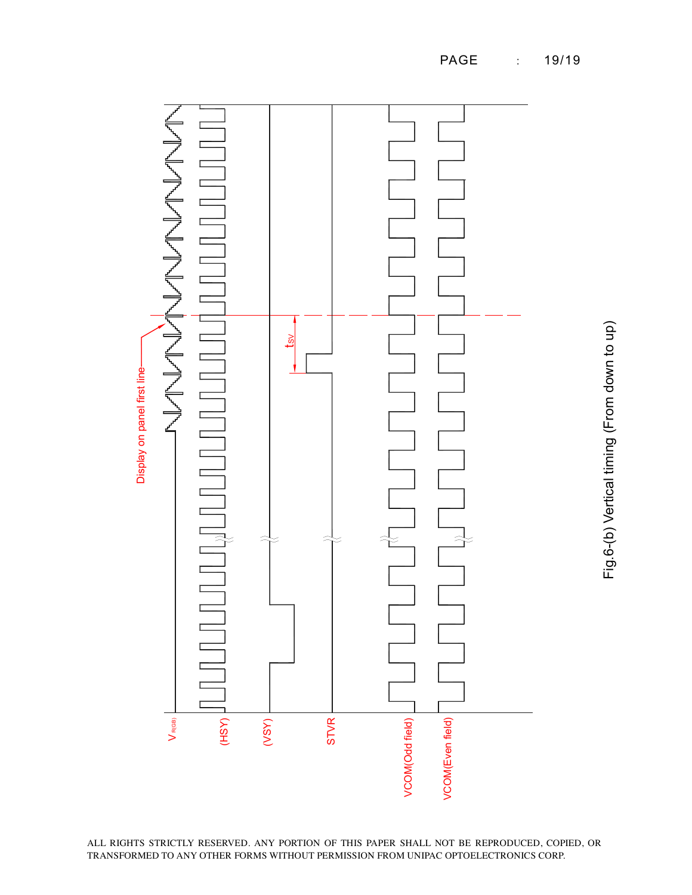Display on panel first line

$V_{R(GB)}$

(HSY)

(VSY)

STVR

$t_{SV}$

VCOM(Odd field)

VCOM(Even field)

Fig.6-(b) Vertical timing (From down to up)

ALL RIGHTS STRICTLY RESERVED. ANY PORTION OF THIS PAPER SHALL NOT BE REPRODUCED, COPIED, OR TRANSFORMED TO ANY OTHER FORMS WITHOUT PERMISSION FROM UNIPAC OPTOELECTRONICS CORP.